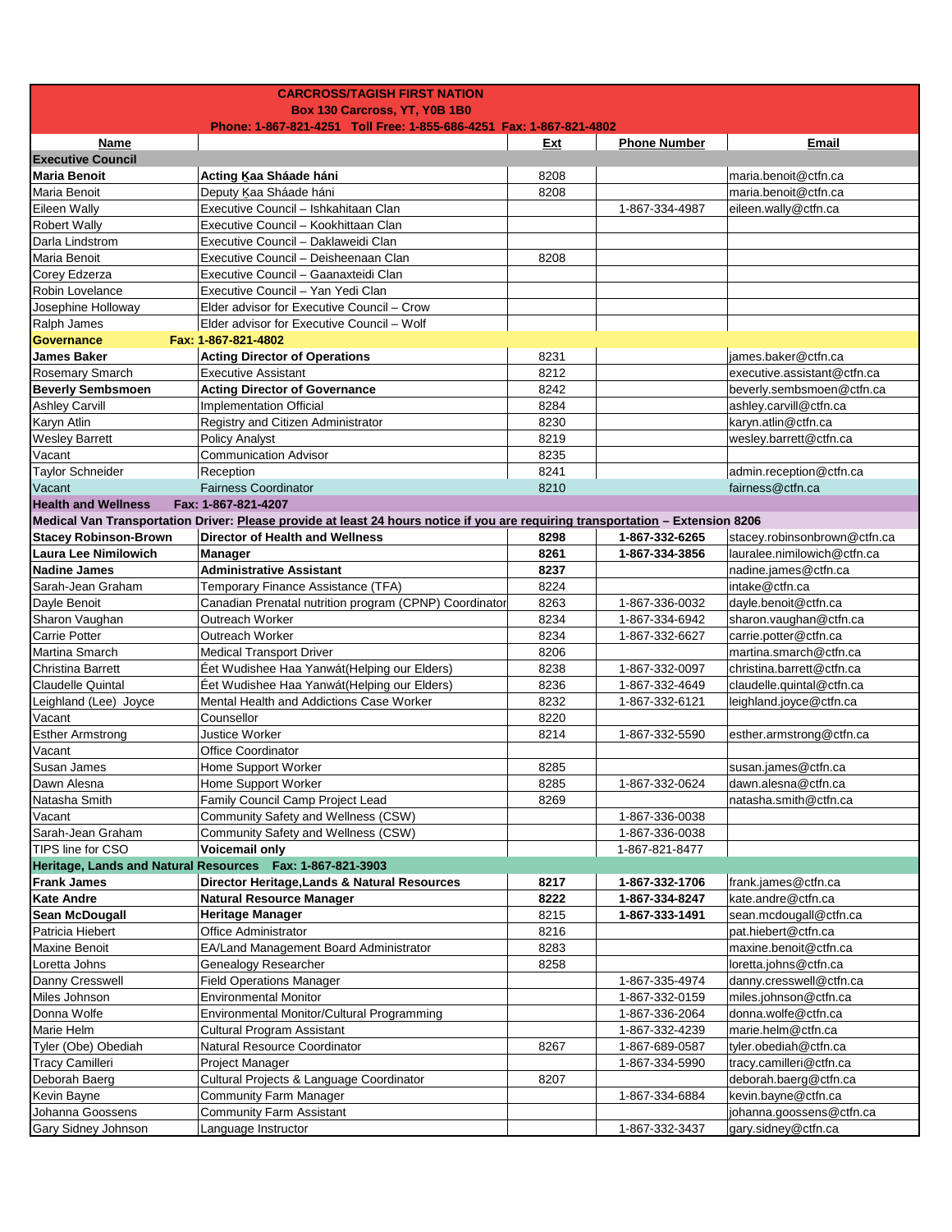**CARCROSS/TAGISH FIRST NATION**
**Box 130 Carcross, YT, Y0B 1B0**
**Phone: 1-867-821-4251 Toll Free: 1-855-686-4251 Fax: 1-867-821-4802**

| Name | | Ext | Phone Number | Email |
|---|---|---|---|---|
| **Executive Council** | | | | |
| **Maria Benoit** | **Acting Ḵaa Sháade háni** | 8208 | | maria.benoit@ctfn.ca |
| Maria Benoit | Deputy Ḵaa Sháade háni | 8208 | | maria.benoit@ctfn.ca |
| Eileen Wally | Executive Council – Ishkahitaan Clan | | 1-867-334-4987 | eileen.wally@ctfn.ca |
| Robert Wally | Executive Council – Kookhittaan Clan | | | |
| Darla Lindstrom | Executive Council – Daklaweidi Clan | | | |
| Maria Benoit | Executive Council – Deisheenaan Clan | 8208 | | |
| Corey Edzerza | Executive Council – Gaanaxteidi Clan | | | |
| Robin Lovelance | Executive Council – Yan Yedi Clan | | | |
| Josephine Holloway | Elder advisor for Executive Council – Crow | | | |
| Ralph James | Elder advisor for Executive Council – Wolf | | | |
| **Governance** | **Fax: 1-867-821-4802** | | | |
| **James Baker** | **Acting Director of Operations** | 8231 | | james.baker@ctfn.ca |
| Rosemary Smarch | Executive Assistant | 8212 | | executive.assistant@ctfn.ca |
| **Beverly Sembsmoen** | **Acting Director of Governance** | 8242 | | beverly.sembsmoen@ctfn.ca |
| Ashley Carvill | Implementation Official | 8284 | | ashley.carvill@ctfn.ca |
| Karyn Atlin | Registry and Citizen Administrator | 8230 | | karyn.atlin@ctfn.ca |
| Wesley Barrett | Policy Analyst | 8219 | | wesley.barrett@ctfn.ca |
| Vacant | Communication Advisor | 8235 | | |
| Taylor Schneider | Reception | 8241 | | admin.reception@ctfn.ca |
| Vacant | Fairness Coordinator | 8210 | | fairness@ctfn.ca |
| **Health and Wellness** | **Fax: 1-867-821-4207** | | | |
| **Medical Van Transportation Driver: Please provide at least 24 hours notice if you are requiring transportation – Extension 8206** | | | | |
| **Stacey Robinson-Brown** | **Director of Health and Wellness** | **8298** | **1-867-332-6265** | stacey.robinsonbrown@ctfn.ca |
| **Laura Lee Nimilowich** | **Manager** | **8261** | **1-867-334-3856** | lauralee.nimilowich@ctfn.ca |
| **Nadine James** | **Administrative Assistant** | **8237** | | nadine.james@ctfn.ca |
| Sarah-Jean Graham | Temporary Finance Assistance (TFA) | 8224 | | intake@ctfn.ca |
| Dayle Benoit | Canadian Prenatal nutrition program (CPNP) Coordinator | 8263 | 1-867-336-0032 | dayle.benoit@ctfn.ca |
| Sharon Vaughan | Outreach Worker | 8234 | 1-867-334-6942 | sharon.vaughan@ctfn.ca |
| Carrie Potter | Outreach Worker | 8234 | 1-867-332-6627 | carrie.potter@ctfn.ca |
| Martina Smarch | Medical Transport Driver | 8206 | | martina.smarch@ctfn.ca |
| Christina Barrett | Éet Wudishee Haa Yanwát(Helping our Elders) | 8238 | 1-867-332-0097 | christina.barrett@ctfn.ca |
| Claudelle Quintal | Éet Wudishee Haa Yanwát(Helping our Elders) | 8236 | 1-867-332-4649 | claudelle.quintal@ctfn.ca |
| Leighland (Lee) Joyce | Mental Health and Addictions Case Worker | 8232 | 1-867-332-6121 | leighland.joyce@ctfn.ca |
| Vacant | Counsellor | 8220 | | |
| Esther Armstrong | Justice Worker | 8214 | 1-867-332-5590 | esther.armstrong@ctfn.ca |
| Vacant | Office Coordinator | | | |
| Susan James | Home Support Worker | 8285 | | susan.james@ctfn.ca |
| Dawn Alesna | Home Support Worker | 8285 | 1-867-332-0624 | dawn.alesna@ctfn.ca |
| Natasha Smith | Family Council Camp Project Lead | 8269 | | natasha.smith@ctfn.ca |
| Vacant | Community Safety and Wellness (CSW) | | 1-867-336-0038 | |
| Sarah-Jean Graham | Community Safety and Wellness (CSW) | | 1-867-336-0038 | |
| TIPS line for CSO | **Voicemail only** | | 1-867-821-8477 | |
| **Heritage, Lands and Natural Resources Fax: 1-867-821-3903** | | | | |
| **Frank James** | **Director Heritage,Lands & Natural Resources** | **8217** | **1-867-332-1706** | frank.james@ctfn.ca |
| **Kate Andre** | **Natural Resource Manager** | **8222** | **1-867-334-8247** | kate.andre@ctfn.ca |
| **Sean McDougall** | **Heritage Manager** | 8215 | **1-867-333-1491** | sean.mcdougall@ctfn.ca |
| Patricia Hiebert | Office Administrator | 8216 | | pat.hiebert@ctfn.ca |
| Maxine Benoit | EA/Land Management Board Administrator | 8283 | | maxine.benoit@ctfn.ca |
| Loretta Johns | Genealogy Researcher | 8258 | | loretta.johns@ctfn.ca |
| Danny Cresswell | Field Operations Manager | | 1-867-335-4974 | danny.cresswell@ctfn.ca |
| Miles Johnson | Environmental Monitor | | 1-867-332-0159 | miles.johnson@ctfn.ca |
| Donna Wolfe | Environmental Monitor/Cultural Programming | | 1-867-336-2064 | donna.wolfe@ctfn.ca |
| Marie Helm | Cultural Program Assistant | | 1-867-332-4239 | marie.helm@ctfn.ca |
| Tyler (Obe) Obediah | Natural Resource Coordinator | 8267 | 1-867-689-0587 | tyler.obediah@ctfn.ca |
| Tracy Camilleri | Project Manager | | 1-867-334-5990 | tracy.camilleri@ctfn.ca |
| Deborah Baerg | Cultural Projects & Language Coordinator | 8207 | | deborah.baerg@ctfn.ca |
| Kevin Bayne | Community Farm Manager | | 1-867-334-6884 | kevin.bayne@ctfn.ca |
| Johanna Goossens | Community Farm Assistant | | | johanna.goossens@ctfn.ca |
| Gary Sidney Johnson | Language Instructor | | 1-867-332-3437 | gary.sidney@ctfn.ca |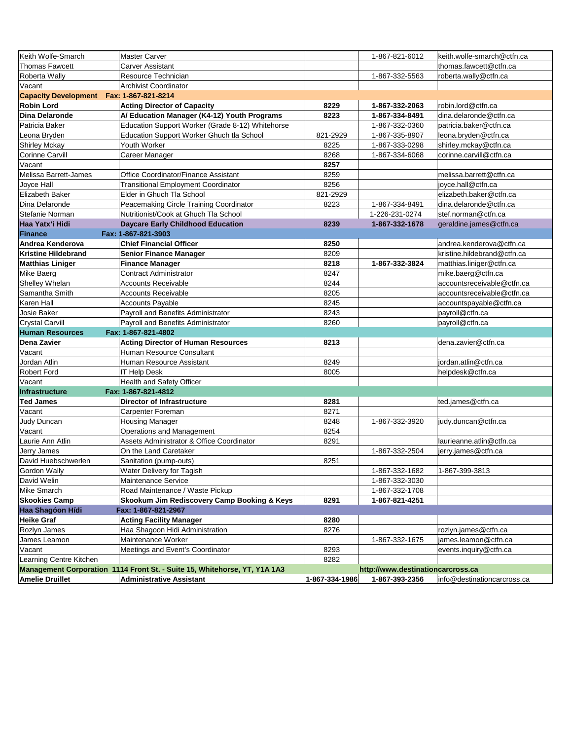| | | | | |
|---|---|---|---|---|
| Keith Wolfe-Smarch | Master Carver | | 1-867-821-6012 | keith.wolfe-smarch@ctfn.ca |
| Thomas Fawcett | Carver Assistant | | | thomas.fawcett@ctfn.ca |
| Roberta Wally | Resource Technician | | 1-867-332-5563 | roberta.wally@ctfn.ca |
| Vacant | Archivist Coordinator | | | |
| **Capacity Development** | **Fax: 1-867-821-8214** | | | |
| **Robin Lord** | **Acting Director of Capacity** | **8229** | **1-867-332-2063** | robin.lord@ctfn.ca |
| **Dina Delaronde** | **A/ Education Manager (K4-12) Youth Programs** | **8223** | **1-867-334-8491** | dina.delaronde@ctfn.ca |
| Patricia Baker | Education Support Worker (Grade 8-12) Whitehorse | | 1-867-332-0360 | patricia.baker@ctfn.ca |
| Leona Bryden | Education Support Worker Ghuch tla School | 821-2929 | 1-867-335-8907 | leona.bryden@ctfn.ca |
| Shirley Mckay | Youth Worker | 8225 | 1-867-333-0298 | shirley.mckay@ctfn.ca |
| Corinne Carvill | Career Manager | 8268 | 1-867-334-6068 | corinne.carvill@ctfn.ca |
| Vacant | | **8257** | | |
| Melissa Barrett-James | Office Coordinator/Finance Assistant | 8259 | | melissa.barrett@ctfn.ca |
| Joyce Hall | Transitional Employment Coordinator | 8256 | | joyce.hall@ctfn.ca |
| Elizabeth Baker | Elder in Ghuch Tla School | 821-2929 | | elizabeth.baker@ctfn.ca |
| Dina Delaronde | Peacemaking Circle Training Coordinator | 8223 | 1-867-334-8491 | dina.delaronde@ctfn.ca |
| Stefanie Norman | Nutritionist/Cook at Ghuch Tla School | | 1-226-231-0274 | stef.norman@ctfn.ca |
| **Haa Yatx'i Hidi** | **Daycare Early Childhood Education** | **8239** | **1-867-332-1678** | geraldine.james@ctfn.ca |
| **Finance** | **Fax: 1-867-821-3903** | | | |
| **Andrea Kenderova** | **Chief Financial Officer** | **8250** | | andrea.kenderova@ctfn.ca |
| **Kristine Hildebrand** | **Senior Finance Manager** | 8209 | | kristine.hildebrand@ctfn.ca |
| **Matthias Liniger** | **Finance Manager** | **8218** | **1-867-332-3824** | matthias.liniger@ctfn.ca |
| Mike Baerg | Contract Administrator | 8247 | | mike.baerg@ctfn.ca |
| Shelley Whelan | Accounts Receivable | 8244 | | accountsreceivable@ctfn.ca |
| Samantha Smith | Accounts Receivable | 8205 | | accountsreceivable@ctfn.ca |
| Karen Hall | Accounts Payable | 8245 | | accountspayable@ctfn.ca |
| Josie Baker | Payroll and Benefits Administrator | 8243 | | payroll@ctfn.ca |
| Crystal Carvill | Payroll and Benefits Administrator | 8260 | | payroll@ctfn.ca |
| **Human Resources** | **Fax: 1-867-821-4802** | | | |
| **Dena Zavier** | **Acting Director of Human Resources** | **8213** | | dena.zavier@ctfn.ca |
| Vacant | Human Resource Consultant | | | |
| Jordan Atlin | Human Resource Assistant | 8249 | | jordan.atlin@ctfn.ca |
| Robert Ford | IT Help Desk | 8005 | | helpdesk@ctfn.ca |
| Vacant | Health and Safety Officer | | | |
| **Infrastructure** | **Fax: 1-867-821-4812** | | | |
| **Ted James** | **Director of Infrastructure** | **8281** | | ted.james@ctfn.ca |
| Vacant | Carpenter Foreman | 8271 | | |
| Judy Duncan | Housing Manager | 8248 | 1-867-332-3920 | judy.duncan@ctfn.ca |
| Vacant | Operations and Management | 8254 | | |
| Laurie Ann Atlin | Assets Administrator & Office Coordinator | 8291 | | laurieanne.atlin@ctfn.ca |
| Jerry James | On the Land Caretaker | | 1-867-332-2504 | jerry.james@ctfn.ca |
| David Huebschwerlen | Sanitation (pump-outs) | 8251 | | |
| Gordon Wally | Water Delivery for Tagish | | 1-867-332-1682 | 1-867-399-3813 |
| David Welin | Maintenance Service | | 1-867-332-3030 | |
| Mike Smarch | Road Maintenance / Waste Pickup | | 1-867-332-1708 | |
| **Skookies Camp** | **Skookum Jim Rediscovery Camp Booking & Keys** | **8291** | **1-867-821-4251** | |
| **Haa Shagóon Hídi** | **Fax: 1-867-821-2967** | | | |
| **Heike Graf** | **Acting Facility Manager** | **8280** | | |
| Rozlyn James | Haa Shagoon Hidi Administration | 8276 | | rozlyn.james@ctfn.ca |
| James Leamon | Maintenance Worker | | 1-867-332-1675 | james.leamon@ctfn.ca |
| Vacant | Meetings and Event's Coordinator | 8293 | | events.inquiry@ctfn.ca |
| Learning Centre Kitchen | | 8282 | | |
| **Management Corporation** | **1114 Front St. - Suite 15, Whitehorse, YT, Y1A 1A3** | | **http://www.destinationcarcross.ca** | |
| **Amelie Druillet** | **Administrative Assistant** | **1-867-334-1986** | **1-867-393-2356** | info@destinationcarcross.ca |